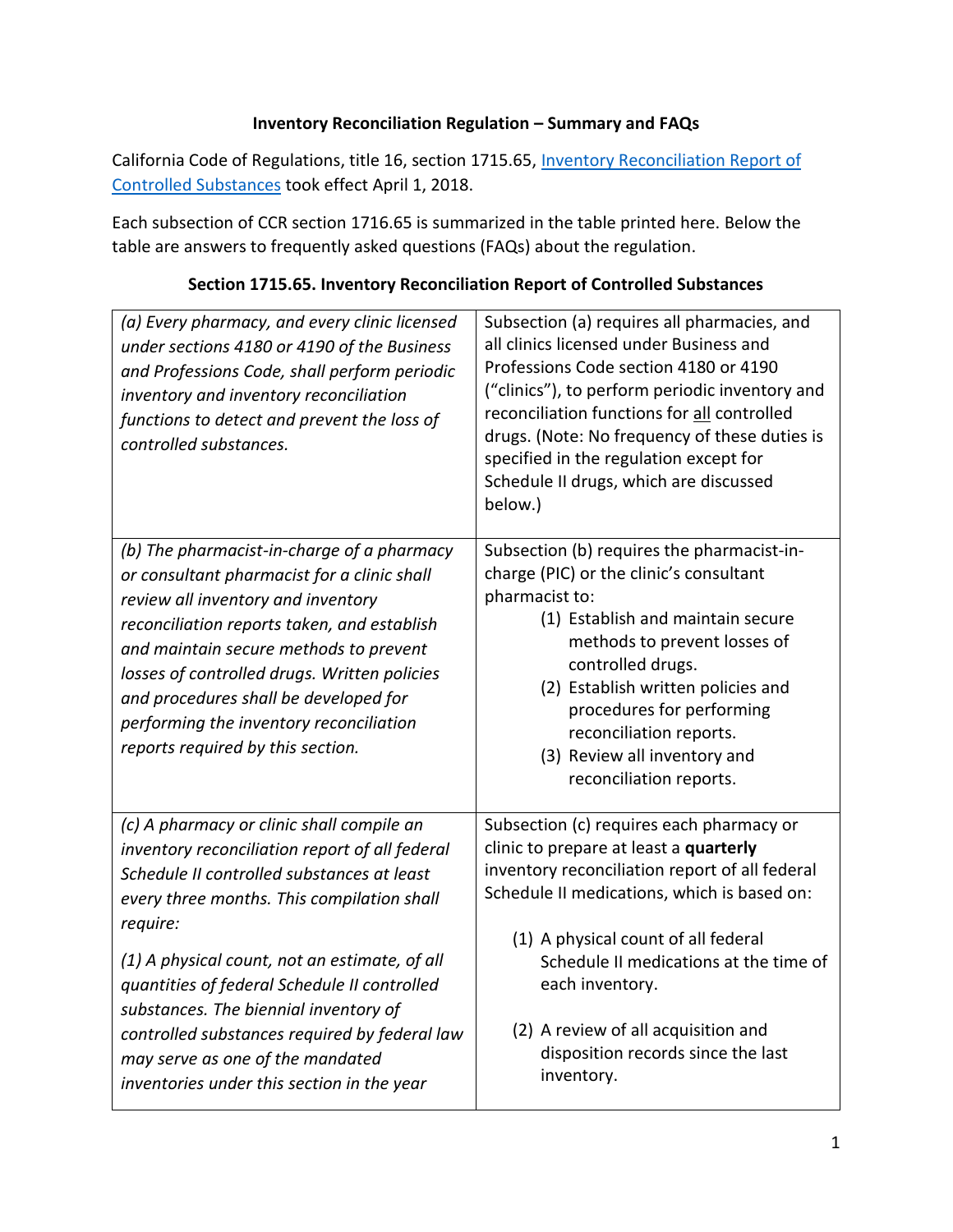**Inventory Reconciliation Regulation – Summary and FAQs**

California Code of Regulations, title 16, section 1715.65, [Inventory Reconciliation Report of Controlled Substances]() took effect April 1, 2018.

Each subsection of CCR section 1716.65 is summarized in the table printed here. Below the table are answers to frequently asked questions (FAQs) about the regulation.

**Section 1715.65. Inventory Reconciliation Report of Controlled Substances**

| | |
|---|---|
| *(a) Every pharmacy, and every clinic licensed under sections 4180 or 4190 of the Business and Professions Code, shall perform periodic inventory and inventory reconciliation functions to detect and prevent the loss of controlled substances.* | Subsection (a) requires all pharmacies, and all clinics licensed under Business and Professions Code section 4180 or 4190 ("clinics"), to perform periodic inventory and reconciliation functions for <u>all</u> controlled drugs. (Note: No frequency of these duties is specified in the regulation except for Schedule II drugs, which are discussed below.) |
| *(b) The pharmacist-in-charge of a pharmacy or consultant pharmacist for a clinic shall review all inventory and inventory reconciliation reports taken, and establish and maintain secure methods to prevent losses of controlled drugs. Written policies and procedures shall be developed for performing the inventory reconciliation reports required by this section.* | Subsection (b) requires the pharmacist-in-charge (PIC) or the clinic's consultant pharmacist to:<br>(1) Establish and maintain secure methods to prevent losses of controlled drugs.<br>(2) Establish written policies and procedures for performing reconciliation reports.<br>(3) Review all inventory and reconciliation reports. |
| *(c) A pharmacy or clinic shall compile an inventory reconciliation report of all federal Schedule II controlled substances at least every three months. This compilation shall require:*<br><br>*(1) A physical count, not an estimate, of all quantities of federal Schedule II controlled substances. The biennial inventory of controlled substances required by federal law may serve as one of the mandated inventories under this section in the year* | Subsection (c) requires each pharmacy or clinic to prepare at least a **quarterly** inventory reconciliation report of all federal Schedule II medications, which is based on:<br><br>(1) A physical count of all federal Schedule II medications at the time of each inventory.<br><br>(2) A review of all acquisition and disposition records since the last inventory. |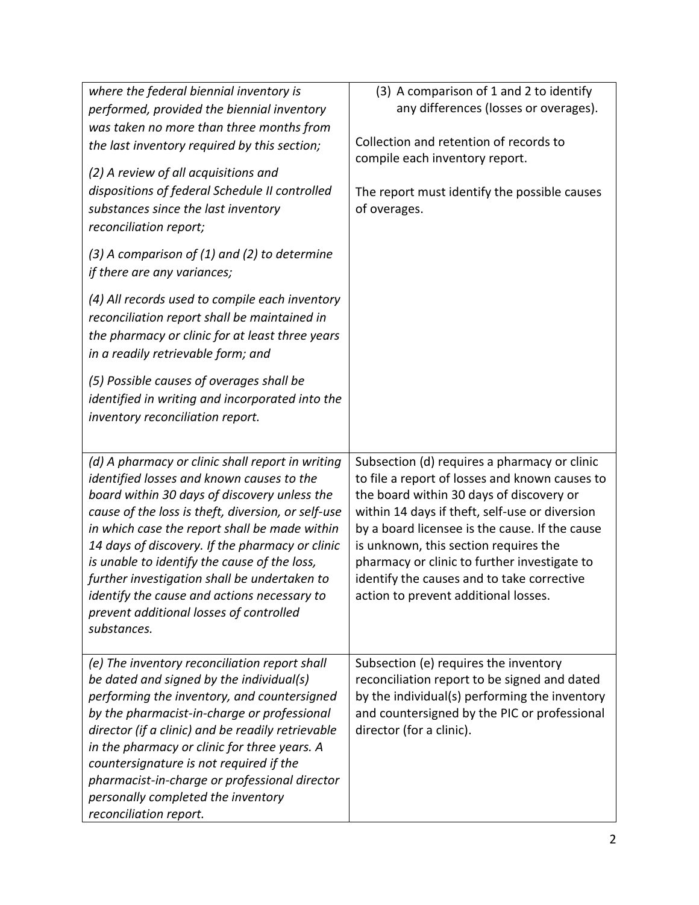| | |
|---|---|
| *where the federal biennial inventory is performed, provided the biennial inventory was taken no more than three months from the last inventory required by this section;*<br><br>*(2) A review of all acquisitions and dispositions of federal Schedule II controlled substances since the last inventory reconciliation report;*<br><br>*(3) A comparison of (1) and (2) to determine if there are any variances;*<br><br>*(4) All records used to compile each inventory reconciliation report shall be maintained in the pharmacy or clinic for at least three years in a readily retrievable form; and*<br><br>*(5) Possible causes of overages shall be identified in writing and incorporated into the inventory reconciliation report.* | (3) A comparison of 1 and 2 to identify any differences (losses or overages).<br><br>Collection and retention of records to compile each inventory report.<br><br>The report must identify the possible causes of overages. |
| *(d) A pharmacy or clinic shall report in writing identified losses and known causes to the board within 30 days of discovery unless the cause of the loss is theft, diversion, or self-use in which case the report shall be made within 14 days of discovery. If the pharmacy or clinic is unable to identify the cause of the loss, further investigation shall be undertaken to identify the cause and actions necessary to prevent additional losses of controlled substances.* | Subsection (d) requires a pharmacy or clinic to file a report of losses and known causes to the board within 30 days of discovery or within 14 days if theft, self-use or diversion by a board licensee is the cause. If the cause is unknown, this section requires the pharmacy or clinic to further investigate to identify the causes and to take corrective action to prevent additional losses. |
| *(e) The inventory reconciliation report shall be dated and signed by the individual(s) performing the inventory, and countersigned by the pharmacist-in-charge or professional director (if a clinic) and be readily retrievable in the pharmacy or clinic for three years. A countersignature is not required if the pharmacist-in-charge or professional director personally completed the inventory reconciliation report.* | Subsection (e) requires the inventory reconciliation report to be signed and dated by the individual(s) performing the inventory and countersigned by the PIC or professional director (for a clinic). |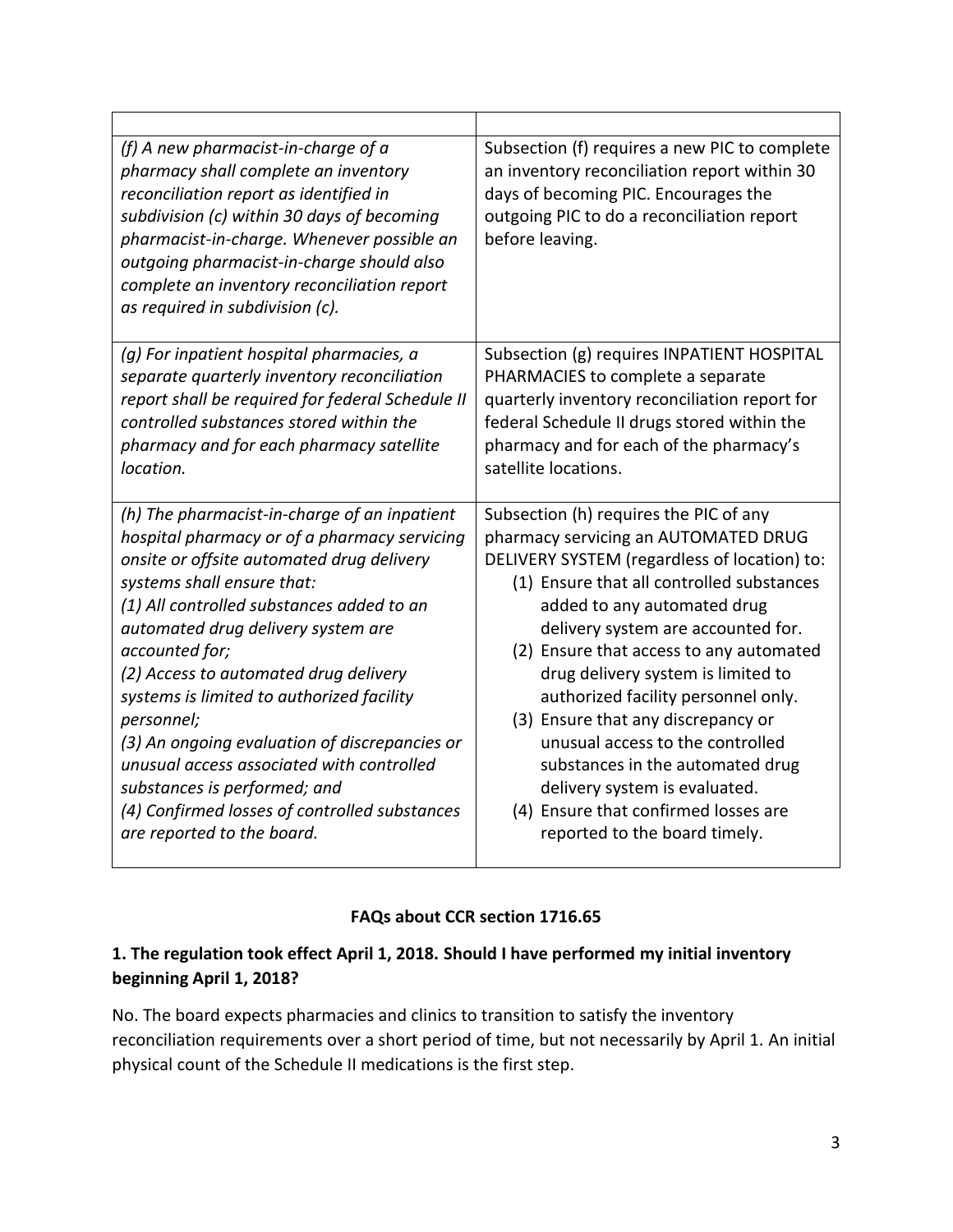| | |
|---|---|
| *(f) A new pharmacist-in-charge of a pharmacy shall complete an inventory reconciliation report as identified in subdivision (c) within 30 days of becoming pharmacist-in-charge. Whenever possible an outgoing pharmacist-in-charge should also complete an inventory reconciliation report as required in subdivision (c).* | Subsection (f) requires a new PIC to complete an inventory reconciliation report within 30 days of becoming PIC. Encourages the outgoing PIC to do a reconciliation report before leaving. |
| *(g) For inpatient hospital pharmacies, a separate quarterly inventory reconciliation report shall be required for federal Schedule II controlled substances stored within the pharmacy and for each pharmacy satellite location.* | Subsection (g) requires INPATIENT HOSPITAL PHARMACIES to complete a separate quarterly inventory reconciliation report for federal Schedule II drugs stored within the pharmacy and for each of the pharmacy's satellite locations. |
| *(h) The pharmacist-in-charge of an inpatient hospital pharmacy or of a pharmacy servicing onsite or offsite automated drug delivery systems shall ensure that:*<br>*(1) All controlled substances added to an automated drug delivery system are accounted for;*<br>*(2) Access to automated drug delivery systems is limited to authorized facility personnel;*<br>*(3) An ongoing evaluation of discrepancies or unusual access associated with controlled substances is performed; and*<br>*(4) Confirmed losses of controlled substances are reported to the board.* | Subsection (h) requires the PIC of any pharmacy servicing an AUTOMATED DRUG DELIVERY SYSTEM (regardless of location) to:<br>(1) Ensure that all controlled substances added to any automated drug delivery system are accounted for.<br>(2) Ensure that access to any automated drug delivery system is limited to authorized facility personnel only.<br>(3) Ensure that any discrepancy or unusual access to the controlled substances in the automated drug delivery system is evaluated.<br>(4) Ensure that confirmed losses are reported to the board timely. |

## FAQs about CCR section 1716.65

### 1. The regulation took effect April 1, 2018. Should I have performed my initial inventory beginning April 1, 2018?

No. The board expects pharmacies and clinics to transition to satisfy the inventory reconciliation requirements over a short period of time, but not necessarily by April 1. An initial physical count of the Schedule II medications is the first step.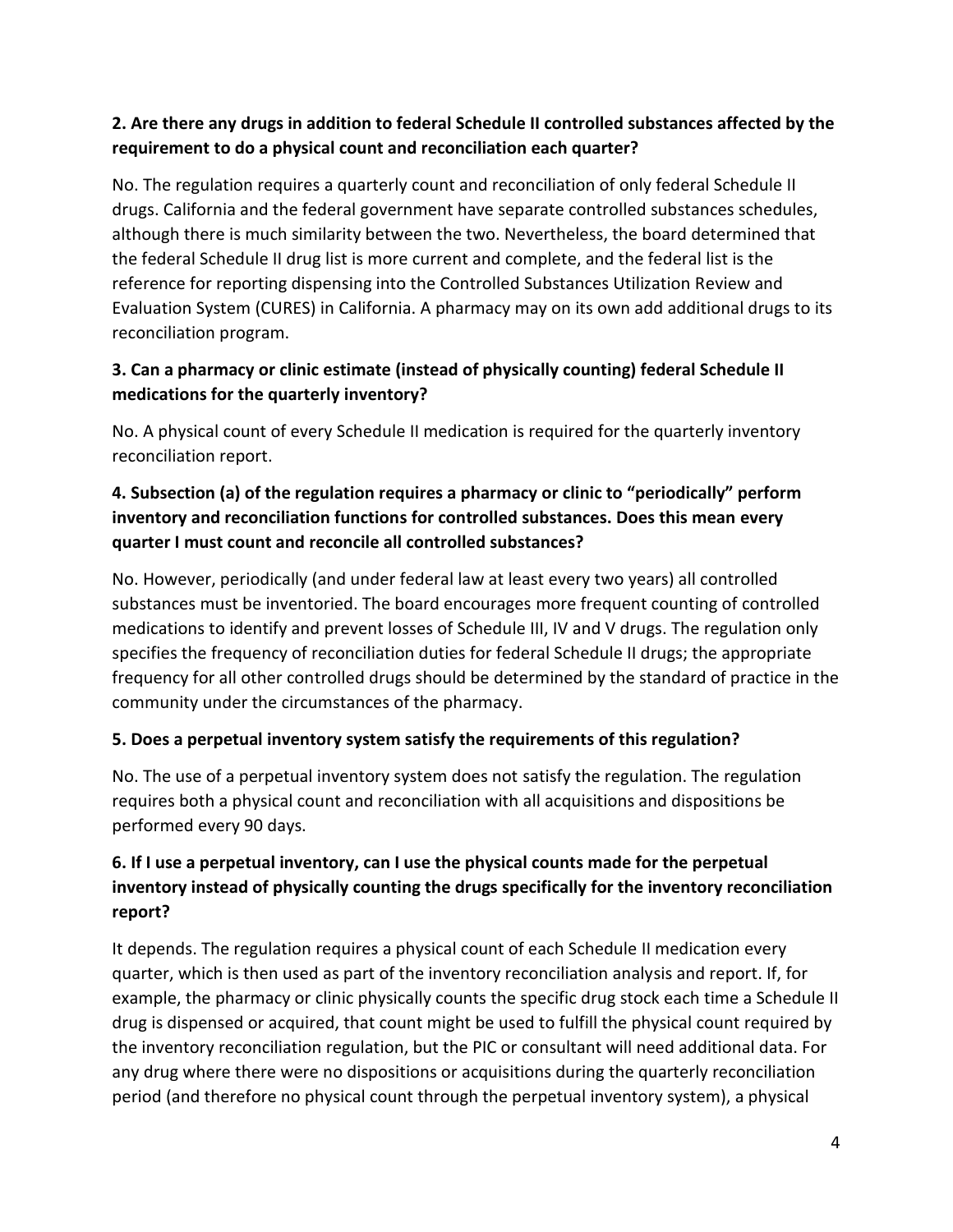**2. Are there any drugs in addition to federal Schedule II controlled substances affected by the requirement to do a physical count and reconciliation each quarter?**

No. The regulation requires a quarterly count and reconciliation of only federal Schedule II drugs. California and the federal government have separate controlled substances schedules, although there is much similarity between the two. Nevertheless, the board determined that the federal Schedule II drug list is more current and complete, and the federal list is the reference for reporting dispensing into the Controlled Substances Utilization Review and Evaluation System (CURES) in California. A pharmacy may on its own add additional drugs to its reconciliation program.

**3. Can a pharmacy or clinic estimate (instead of physically counting) federal Schedule II medications for the quarterly inventory?**

No. A physical count of every Schedule II medication is required for the quarterly inventory reconciliation report.

**4. Subsection (a) of the regulation requires a pharmacy or clinic to "periodically" perform inventory and reconciliation functions for controlled substances. Does this mean every quarter I must count and reconcile all controlled substances?**

No. However, periodically (and under federal law at least every two years) all controlled substances must be inventoried. The board encourages more frequent counting of controlled medications to identify and prevent losses of Schedule III, IV and V drugs. The regulation only specifies the frequency of reconciliation duties for federal Schedule II drugs; the appropriate frequency for all other controlled drugs should be determined by the standard of practice in the community under the circumstances of the pharmacy.

**5. Does a perpetual inventory system satisfy the requirements of this regulation?**

No. The use of a perpetual inventory system does not satisfy the regulation. The regulation requires both a physical count and reconciliation with all acquisitions and dispositions be performed every 90 days.

**6. If I use a perpetual inventory, can I use the physical counts made for the perpetual inventory instead of physically counting the drugs specifically for the inventory reconciliation report?**

It depends. The regulation requires a physical count of each Schedule II medication every quarter, which is then used as part of the inventory reconciliation analysis and report. If, for example, the pharmacy or clinic physically counts the specific drug stock each time a Schedule II drug is dispensed or acquired, that count might be used to fulfill the physical count required by the inventory reconciliation regulation, but the PIC or consultant will need additional data. For any drug where there were no dispositions or acquisitions during the quarterly reconciliation period (and therefore no physical count through the perpetual inventory system), a physical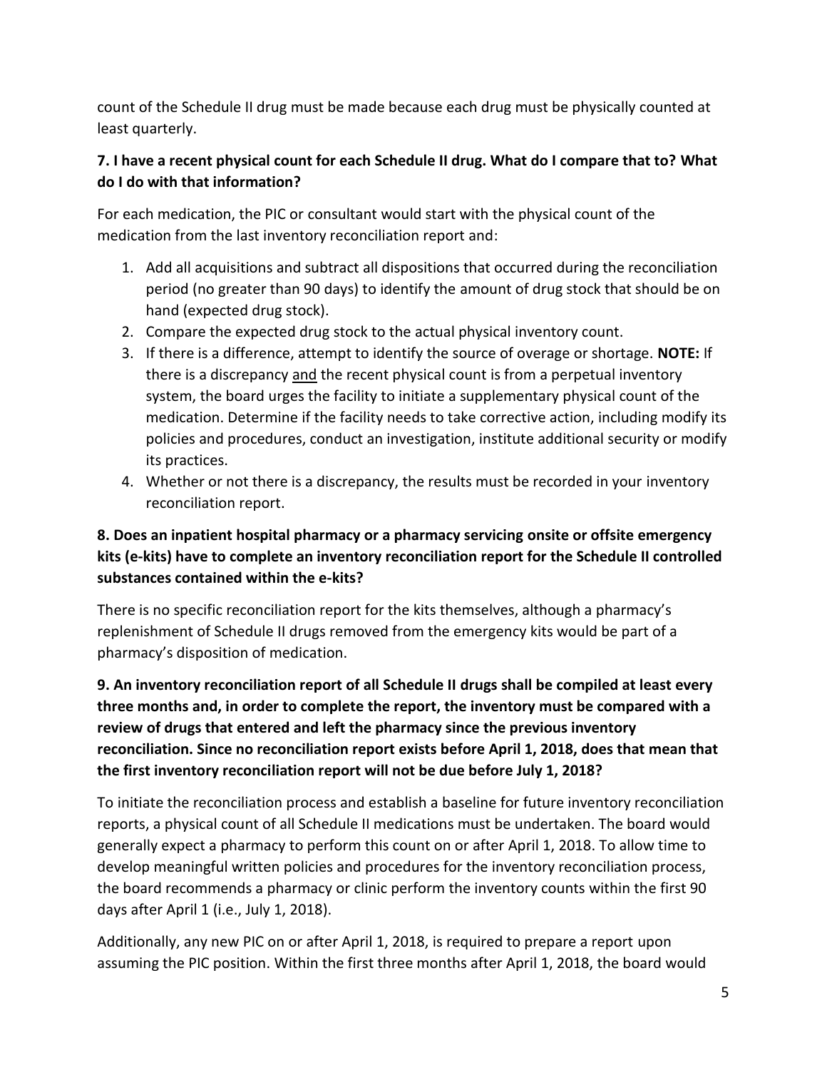count of the Schedule II drug must be made because each drug must be physically counted at least quarterly.

**7. I have a recent physical count for each Schedule II drug. What do I compare that to? What do I do with that information?**

For each medication, the PIC or consultant would start with the physical count of the medication from the last inventory reconciliation report and:

1. Add all acquisitions and subtract all dispositions that occurred during the reconciliation period (no greater than 90 days) to identify the amount of drug stock that should be on hand (expected drug stock).
2. Compare the expected drug stock to the actual physical inventory count.
3. If there is a difference, attempt to identify the source of overage or shortage. **NOTE:** If there is a discrepancy and the recent physical count is from a perpetual inventory system, the board urges the facility to initiate a supplementary physical count of the medication. Determine if the facility needs to take corrective action, including modify its policies and procedures, conduct an investigation, institute additional security or modify its practices.
4. Whether or not there is a discrepancy, the results must be recorded in your inventory reconciliation report.

**8. Does an inpatient hospital pharmacy or a pharmacy servicing onsite or offsite emergency kits (e-kits) have to complete an inventory reconciliation report for the Schedule II controlled substances contained within the e-kits?**

There is no specific reconciliation report for the kits themselves, although a pharmacy's replenishment of Schedule II drugs removed from the emergency kits would be part of a pharmacy's disposition of medication.

**9. An inventory reconciliation report of all Schedule II drugs shall be compiled at least every three months and, in order to complete the report, the inventory must be compared with a review of drugs that entered and left the pharmacy since the previous inventory reconciliation. Since no reconciliation report exists before April 1, 2018, does that mean that the first inventory reconciliation report will not be due before July 1, 2018?**

To initiate the reconciliation process and establish a baseline for future inventory reconciliation reports, a physical count of all Schedule II medications must be undertaken. The board would generally expect a pharmacy to perform this count on or after April 1, 2018. To allow time to develop meaningful written policies and procedures for the inventory reconciliation process, the board recommends a pharmacy or clinic perform the inventory counts within the first 90 days after April 1 (i.e., July 1, 2018).

Additionally, any new PIC on or after April 1, 2018, is required to prepare a report upon assuming the PIC position. Within the first three months after April 1, 2018, the board would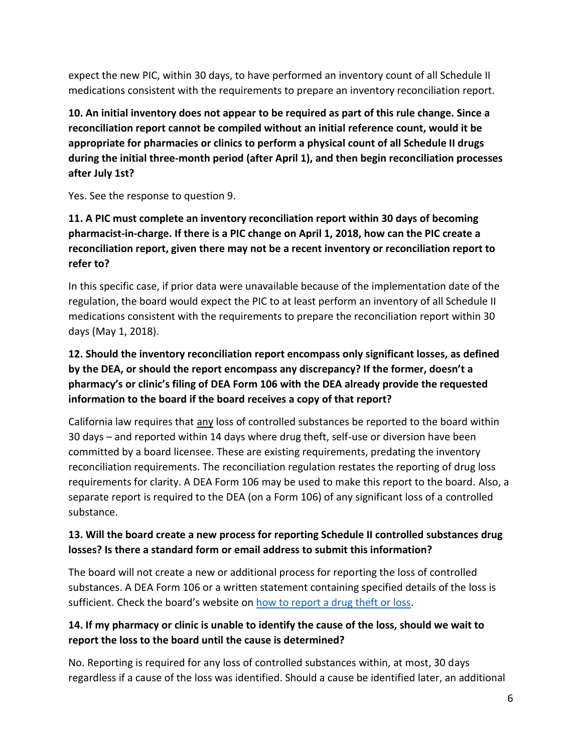expect the new PIC, within 30 days, to have performed an inventory count of all Schedule II medications consistent with the requirements to prepare an inventory reconciliation report.

**10. An initial inventory does not appear to be required as part of this rule change. Since a reconciliation report cannot be compiled without an initial reference count, would it be appropriate for pharmacies or clinics to perform a physical count of all Schedule II drugs during the initial three-month period (after April 1), and then begin reconciliation processes after July 1st?**

Yes. See the response to question 9.

**11. A PIC must complete an inventory reconciliation report within 30 days of becoming pharmacist-in-charge. If there is a PIC change on April 1, 2018, how can the PIC create a reconciliation report, given there may not be a recent inventory or reconciliation report to refer to?**

In this specific case, if prior data were unavailable because of the implementation date of the regulation, the board would expect the PIC to at least perform an inventory of all Schedule II medications consistent with the requirements to prepare the reconciliation report within 30 days (May 1, 2018).

**12. Should the inventory reconciliation report encompass only significant losses, as defined by the DEA, or should the report encompass any discrepancy? If the former, doesn't a pharmacy's or clinic's filing of DEA Form 106 with the DEA already provide the requested information to the board if the board receives a copy of that report?**

California law requires that <u>any</u> loss of controlled substances be reported to the board within 30 days – and reported within 14 days where drug theft, self-use or diversion have been committed by a board licensee. These are existing requirements, predating the inventory reconciliation requirements. The reconciliation regulation restates the reporting of drug loss requirements for clarity. A DEA Form 106 may be used to make this report to the board. Also, a separate report is required to the DEA (on a Form 106) of any significant loss of a controlled substance.

**13. Will the board create a new process for reporting Schedule II controlled substances drug losses? Is there a standard form or email address to submit this information?**

The board will not create a new or additional process for reporting the loss of controlled substances. A DEA Form 106 or a written statement containing specified details of the loss is sufficient. Check the board's website on how to report a drug theft or loss.

**14. If my pharmacy or clinic is unable to identify the cause of the loss, should we wait to report the loss to the board until the cause is determined?**

No. Reporting is required for any loss of controlled substances within, at most, 30 days regardless if a cause of the loss was identified. Should a cause be identified later, an additional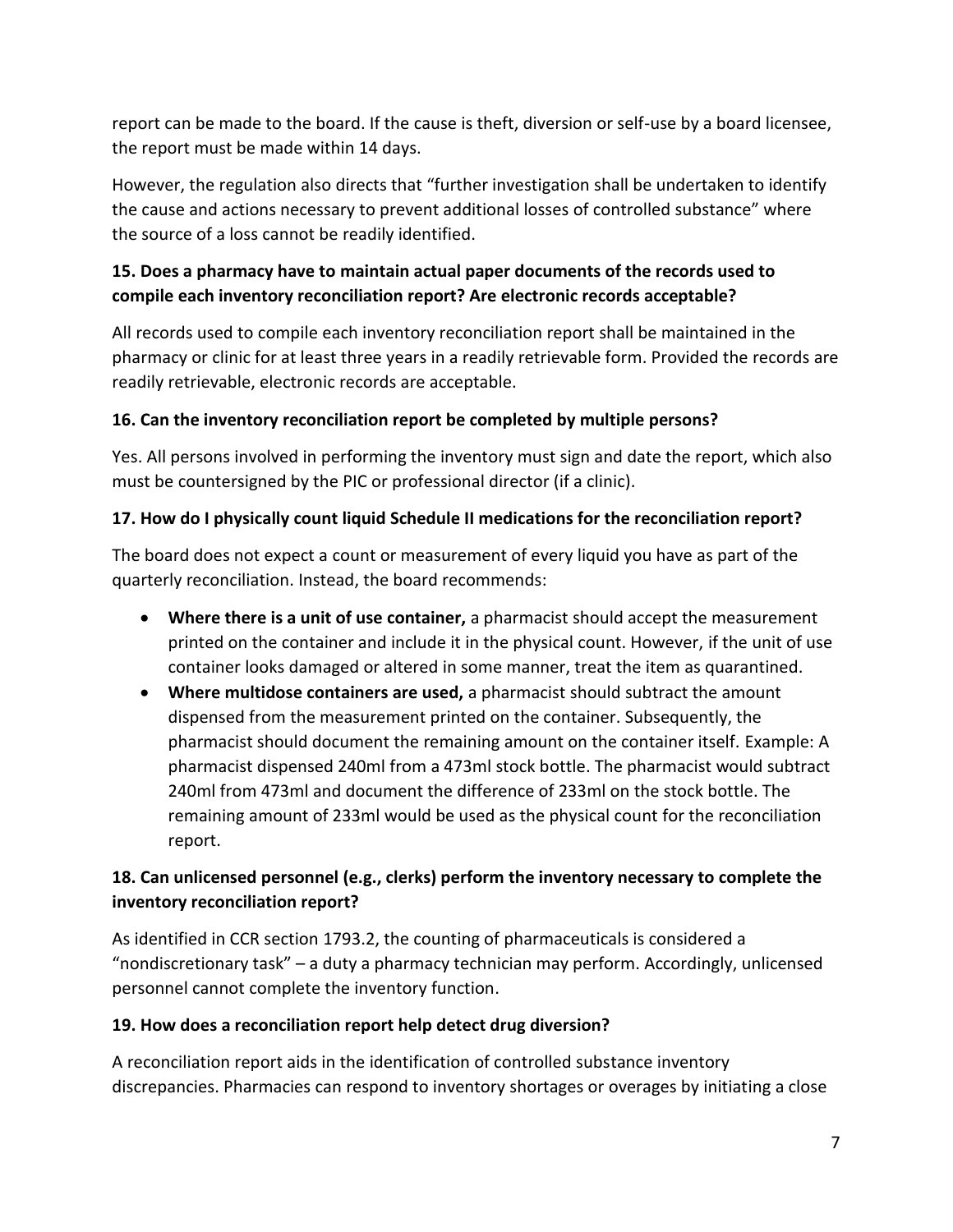report can be made to the board. If the cause is theft, diversion or self-use by a board licensee, the report must be made within 14 days.

However, the regulation also directs that "further investigation shall be undertaken to identify the cause and actions necessary to prevent additional losses of controlled substance" where the source of a loss cannot be readily identified.

**15. Does a pharmacy have to maintain actual paper documents of the records used to compile each inventory reconciliation report? Are electronic records acceptable?**

All records used to compile each inventory reconciliation report shall be maintained in the pharmacy or clinic for at least three years in a readily retrievable form. Provided the records are readily retrievable, electronic records are acceptable.

**16. Can the inventory reconciliation report be completed by multiple persons?**

Yes. All persons involved in performing the inventory must sign and date the report, which also must be countersigned by the PIC or professional director (if a clinic).

**17. How do I physically count liquid Schedule II medications for the reconciliation report?**

The board does not expect a count or measurement of every liquid you have as part of the quarterly reconciliation. Instead, the board recommends:

- **Where there is a unit of use container,** a pharmacist should accept the measurement printed on the container and include it in the physical count. However, if the unit of use container looks damaged or altered in some manner, treat the item as quarantined.
- **Where multidose containers are used,** a pharmacist should subtract the amount dispensed from the measurement printed on the container. Subsequently, the pharmacist should document the remaining amount on the container itself. Example: A pharmacist dispensed 240ml from a 473ml stock bottle. The pharmacist would subtract 240ml from 473ml and document the difference of 233ml on the stock bottle. The remaining amount of 233ml would be used as the physical count for the reconciliation report.

**18. Can unlicensed personnel (e.g., clerks) perform the inventory necessary to complete the inventory reconciliation report?**

As identified in CCR section 1793.2, the counting of pharmaceuticals is considered a "nondiscretionary task" – a duty a pharmacy technician may perform. Accordingly, unlicensed personnel cannot complete the inventory function.

**19. How does a reconciliation report help detect drug diversion?**

A reconciliation report aids in the identification of controlled substance inventory discrepancies. Pharmacies can respond to inventory shortages or overages by initiating a close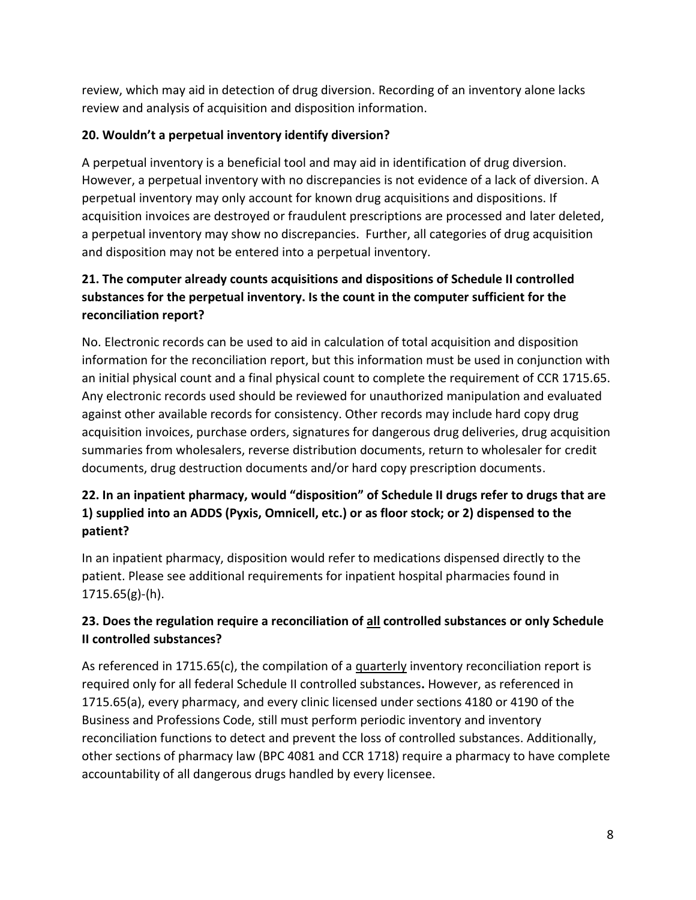review, which may aid in detection of drug diversion. Recording of an inventory alone lacks review and analysis of acquisition and disposition information.

**20. Wouldn't a perpetual inventory identify diversion?**

A perpetual inventory is a beneficial tool and may aid in identification of drug diversion. However, a perpetual inventory with no discrepancies is not evidence of a lack of diversion. A perpetual inventory may only account for known drug acquisitions and dispositions. If acquisition invoices are destroyed or fraudulent prescriptions are processed and later deleted, a perpetual inventory may show no discrepancies. Further, all categories of drug acquisition and disposition may not be entered into a perpetual inventory.

**21. The computer already counts acquisitions and dispositions of Schedule II controlled substances for the perpetual inventory. Is the count in the computer sufficient for the reconciliation report?**

No. Electronic records can be used to aid in calculation of total acquisition and disposition information for the reconciliation report, but this information must be used in conjunction with an initial physical count and a final physical count to complete the requirement of CCR 1715.65. Any electronic records used should be reviewed for unauthorized manipulation and evaluated against other available records for consistency. Other records may include hard copy drug acquisition invoices, purchase orders, signatures for dangerous drug deliveries, drug acquisition summaries from wholesalers, reverse distribution documents, return to wholesaler for credit documents, drug destruction documents and/or hard copy prescription documents.

**22. In an inpatient pharmacy, would "disposition" of Schedule II drugs refer to drugs that are 1) supplied into an ADDS (Pyxis, Omnicell, etc.) or as floor stock; or 2) dispensed to the patient?**

In an inpatient pharmacy, disposition would refer to medications dispensed directly to the patient. Please see additional requirements for inpatient hospital pharmacies found in 1715.65(g)-(h).

**23. Does the regulation require a reconciliation of <u>all</u> controlled substances or only Schedule II controlled substances?**

As referenced in 1715.65(c), the compilation of a <u>quarterly</u> inventory reconciliation report is required only for all federal Schedule II controlled substances**.** However, as referenced in 1715.65(a), every pharmacy, and every clinic licensed under sections 4180 or 4190 of the Business and Professions Code, still must perform periodic inventory and inventory reconciliation functions to detect and prevent the loss of controlled substances. Additionally, other sections of pharmacy law (BPC 4081 and CCR 1718) require a pharmacy to have complete accountability of all dangerous drugs handled by every licensee.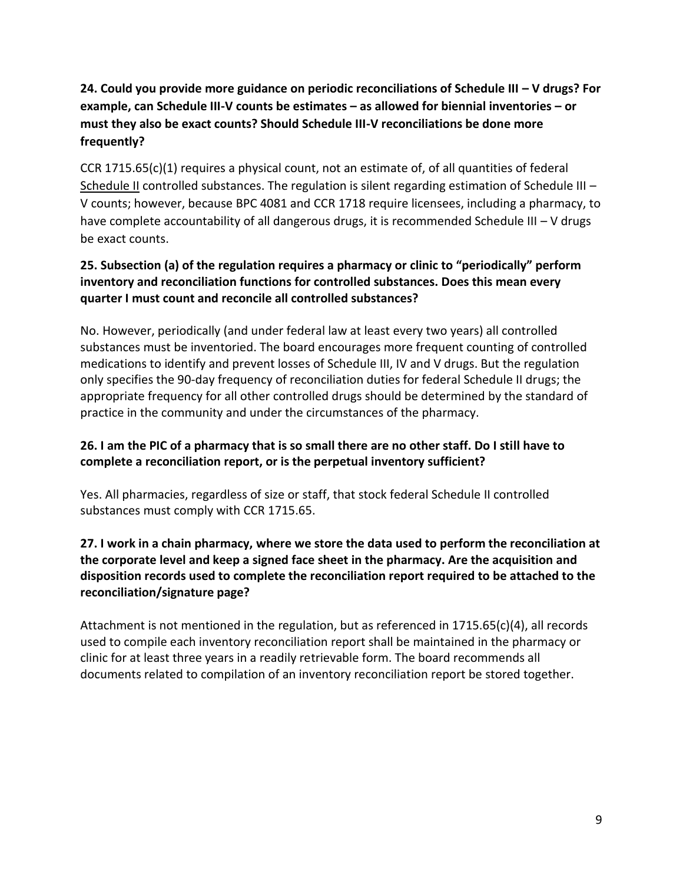**24. Could you provide more guidance on periodic reconciliations of Schedule III – V drugs? For example, can Schedule III-V counts be estimates – as allowed for biennial inventories – or must they also be exact counts? Should Schedule III-V reconciliations be done more frequently?**

CCR 1715.65(c)(1) requires a physical count, not an estimate of, of all quantities of federal <u>Schedule II</u> controlled substances. The regulation is silent regarding estimation of Schedule III – V counts; however, because BPC 4081 and CCR 1718 require licensees, including a pharmacy, to have complete accountability of all dangerous drugs, it is recommended Schedule III – V drugs be exact counts.

**25. Subsection (a) of the regulation requires a pharmacy or clinic to "periodically" perform inventory and reconciliation functions for controlled substances. Does this mean every quarter I must count and reconcile all controlled substances?**

No. However, periodically (and under federal law at least every two years) all controlled substances must be inventoried. The board encourages more frequent counting of controlled medications to identify and prevent losses of Schedule III, IV and V drugs. But the regulation only specifies the 90-day frequency of reconciliation duties for federal Schedule II drugs; the appropriate frequency for all other controlled drugs should be determined by the standard of practice in the community and under the circumstances of the pharmacy.

**26. I am the PIC of a pharmacy that is so small there are no other staff. Do I still have to complete a reconciliation report, or is the perpetual inventory sufficient?**

Yes. All pharmacies, regardless of size or staff, that stock federal Schedule II controlled substances must comply with CCR 1715.65.

**27. I work in a chain pharmacy, where we store the data used to perform the reconciliation at the corporate level and keep a signed face sheet in the pharmacy. Are the acquisition and disposition records used to complete the reconciliation report required to be attached to the reconciliation/signature page?**

Attachment is not mentioned in the regulation, but as referenced in 1715.65(c)(4), all records used to compile each inventory reconciliation report shall be maintained in the pharmacy or clinic for at least three years in a readily retrievable form. The board recommends all documents related to compilation of an inventory reconciliation report be stored together.